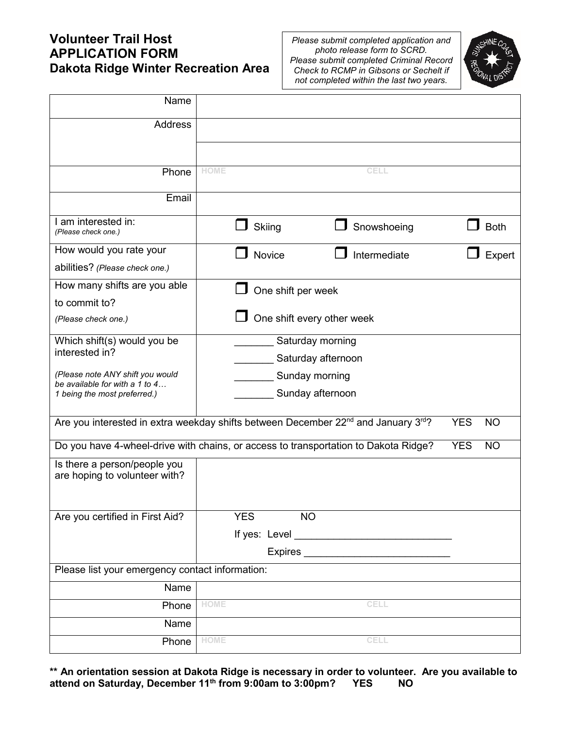# Volunteer Trail Host APPLICATION FORM Dakota Ridge Winter Recreation Area

*Please submit completed application and photo release form to SCRD. Please submit completed Criminal Record Check to RCMP in Gibsons or Sechelt if not completed within the last two years.*

| | |
|---|---|
| Name | |
| Address | |
| | |
| Phone | HOME CELL |
| Email | |
| I am interested in: *(Please check one.)* | ☐ Skiing ☐ Snowshoeing ☐ Both |
| How would you rate your abilities? *(Please check one.)* | ☐ Novice ☐ Intermediate ☐ Expert |
| How many shifts are you able to commit to? *(Please check one.)* | ☐ One shift per week<br>☐ One shift every other week |
| Which shift(s) would you be interested in?<br>*(Please note ANY shift you would be available for with a 1 to 4… 1 being the most preferred.)* | _______ Saturday morning<br>_______ Saturday afternoon<br>_______ Sunday morning<br>_______ Sunday afternoon |
| Are you interested in extra weekday shifts between December 22nd and January 3rd? | YES NO |
| Do you have 4-wheel-drive with chains, or access to transportation to Dakota Ridge? | YES NO |
| Is there a person/people you are hoping to volunteer with? | |
| Are you certified in First Aid? | YES NO<br>If yes: Level ____________________________<br>Expires __________________________ |
| Please list your emergency contact information: | |
| Name | |
| Phone | HOME CELL |
| Name | |
| Phone | HOME CELL |

**\*\* An orientation session at Dakota Ridge is necessary in order to volunteer. Are you available to attend on Saturday, December 11th from 9:00am to 3:00pm? YES NO**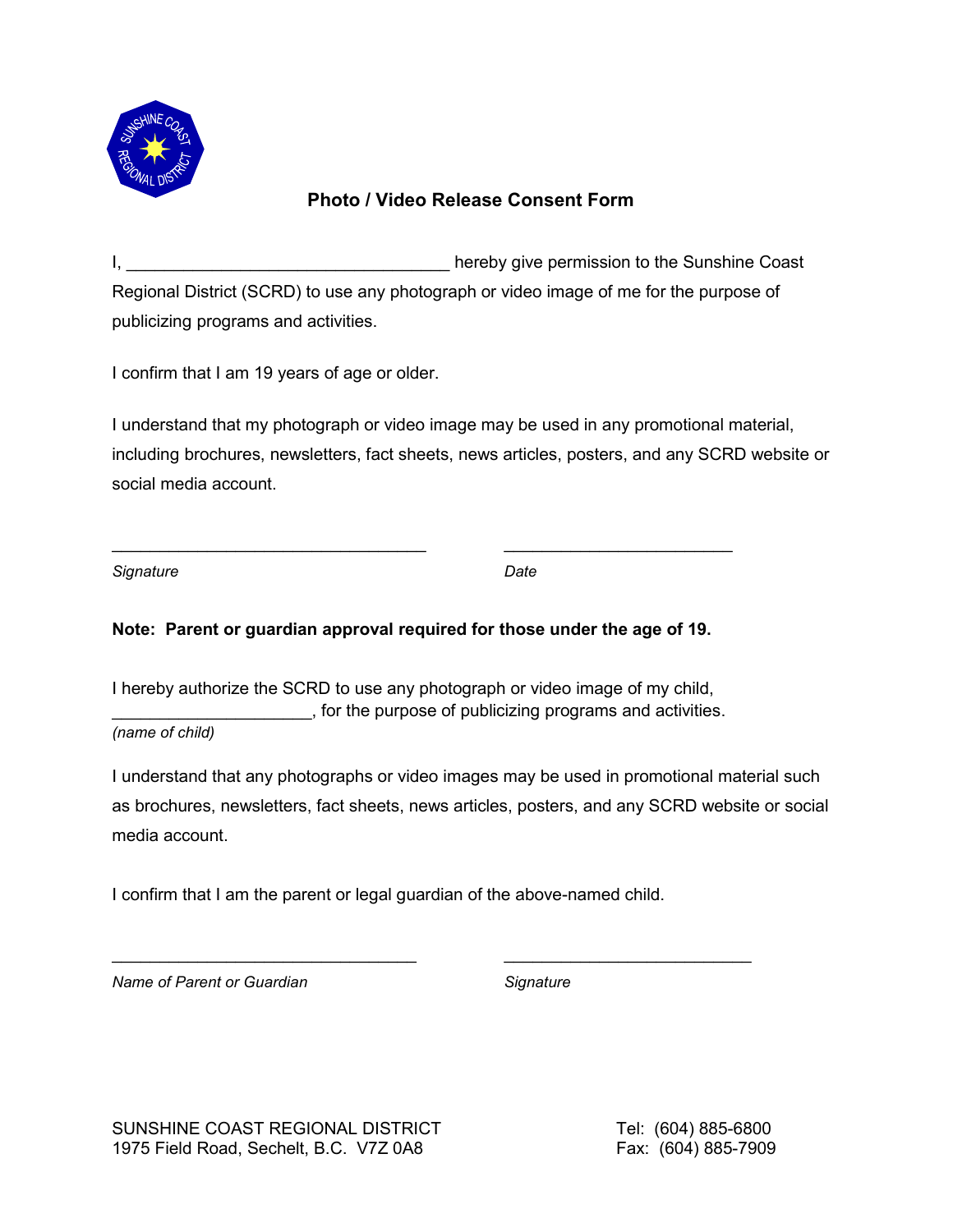# Photo / Video Release Consent Form

I, _________________________________ hereby give permission to the Sunshine Coast Regional District (SCRD) to use any photograph or video image of me for the purpose of publicizing programs and activities.

I confirm that I am 19 years of age or older.

I understand that my photograph or video image may be used in any promotional material, including brochures, newsletters, fact sheets, news articles, posters, and any SCRD website or social media account.

_________________________________ _________________________

*Signature* *Date*

**Note: Parent or guardian approval required for those under the age of 19.**

I hereby authorize the SCRD to use any photograph or video image of my child, _____________________, for the purpose of publicizing programs and activities.
*(name of child)*

I understand that any photographs or video images may be used in promotional material such as brochures, newsletters, fact sheets, news articles, posters, and any SCRD website or social media account.

I confirm that I am the parent or legal guardian of the above-named child.

_________________________________ ___________________________

*Name of Parent or Guardian* *Signature*

SUNSHINE COAST REGIONAL DISTRICT
1975 Field Road, Sechelt, B.C. V7Z 0A8

Tel: (604) 885-6800
Fax: (604) 885-7909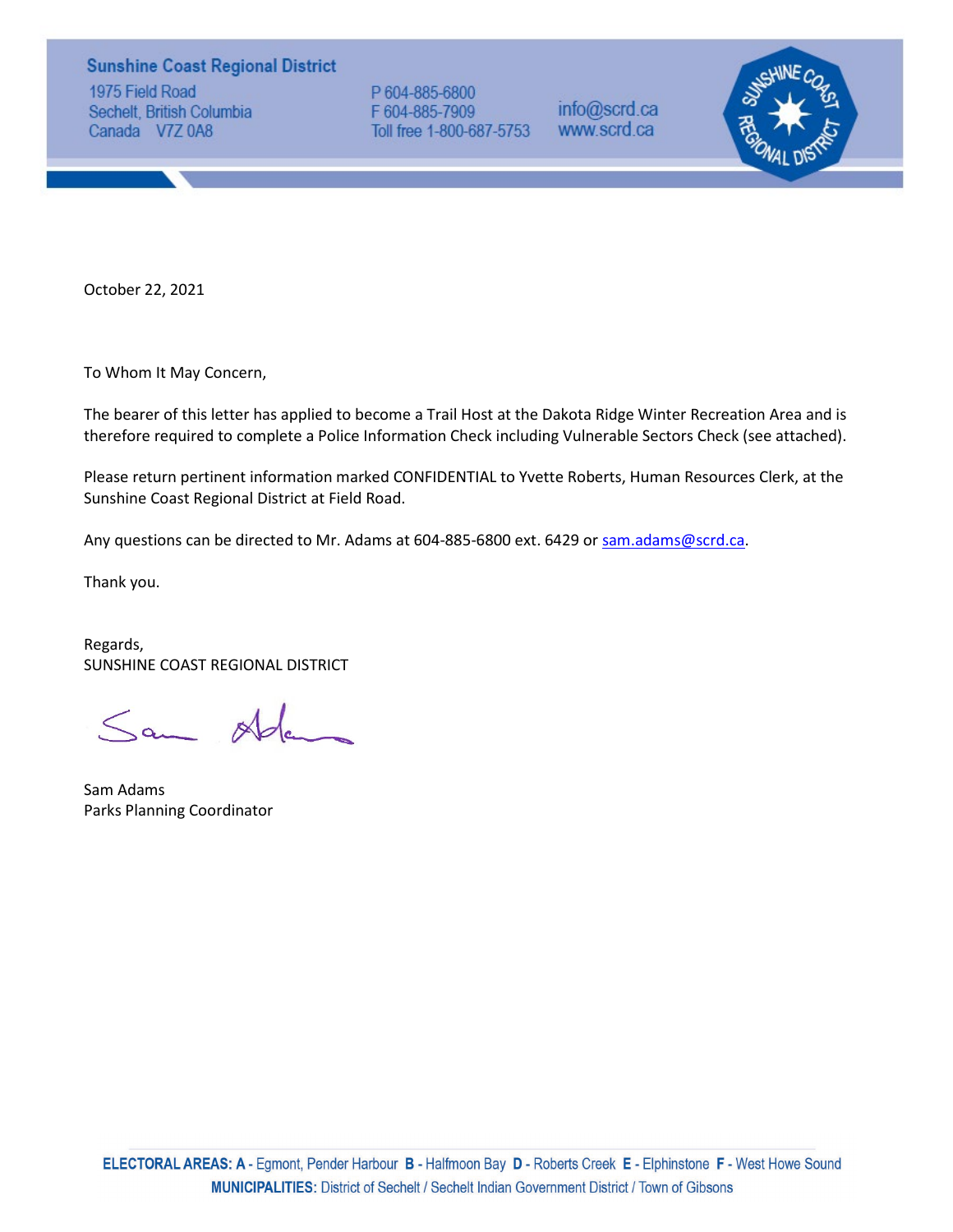**Sunshine Coast Regional District**
1975 Field Road
Sechelt, British Columbia
Canada V7Z 0A8

P 604-885-6800
F 604-885-7909
Toll free 1-800-687-5753

info@scrd.ca
www.scrd.ca

October 22, 2021

To Whom It May Concern,

The bearer of this letter has applied to become a Trail Host at the Dakota Ridge Winter Recreation Area and is therefore required to complete a Police Information Check including Vulnerable Sectors Check (see attached).

Please return pertinent information marked CONFIDENTIAL to Yvette Roberts, Human Resources Clerk, at the Sunshine Coast Regional District at Field Road.

Any questions can be directed to Mr. Adams at 604-885-6800 ext. 6429 or sam.adams@scrd.ca.

Thank you.

Regards,
SUNSHINE COAST REGIONAL DISTRICT

Sam Adams
Parks Planning Coordinator

**ELECTORAL AREAS: A** - Egmont, Pender Harbour **B** - Halfmoon Bay **D** - Roberts Creek **E** - Elphinstone **F** - West Howe Sound
**MUNICIPALITIES:** District of Sechelt / Sechelt Indian Government District / Town of Gibsons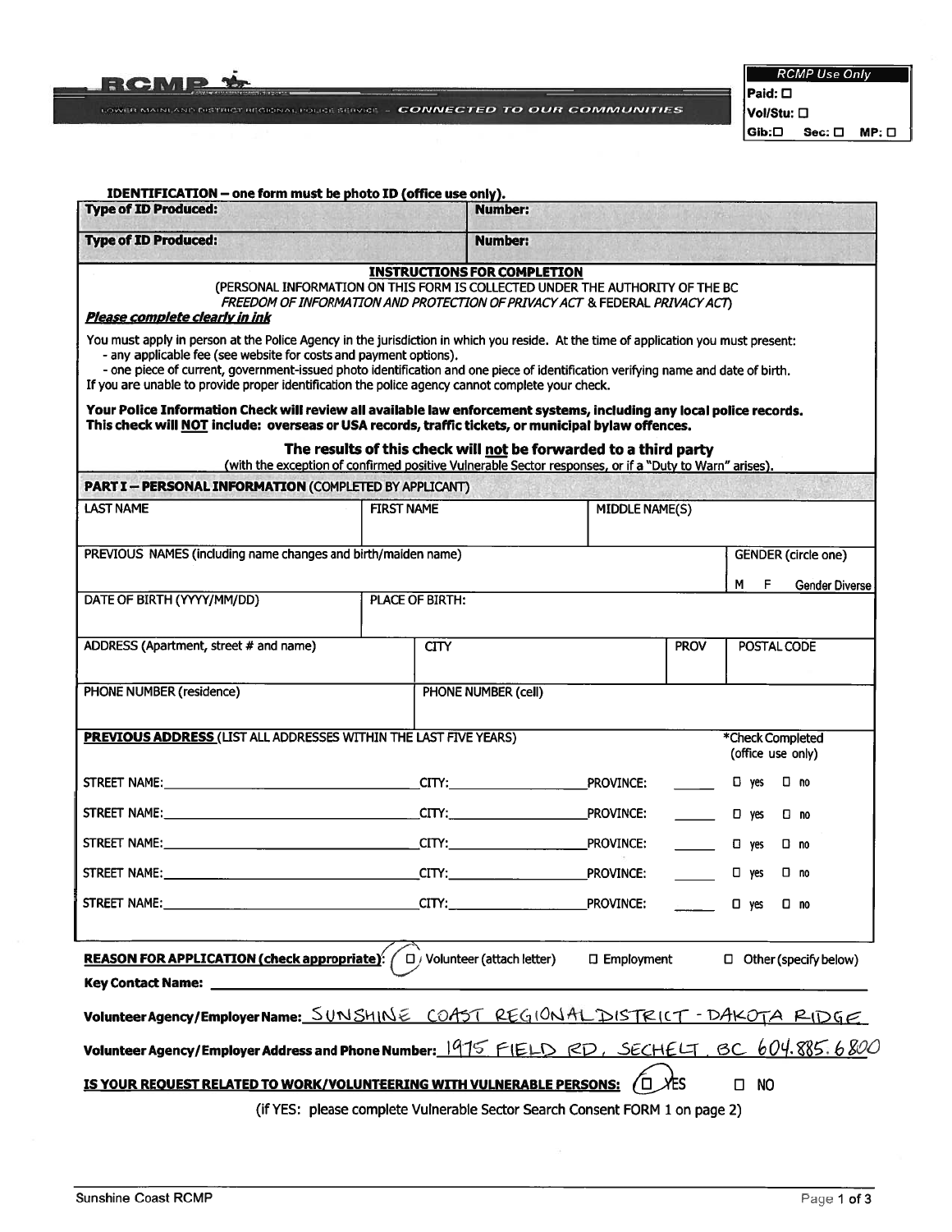**RCMP**

LOWER MAINLAND DISTRICT REGIONAL POLICE SERVICE – *CONNECTED TO OUR COMMUNITIES*

| *RCMP Use Only* | | |
|---|---|---|
| Paid: ☐ | | |
| Vol/Stu: ☐ | | |
| Gib: ☐ | Sec: ☐ | MP: ☐ |

**IDENTIFICATION – one form must be photo ID (office use only).**

| Type of ID Produced: | Number: |
|---|---|
| Type of ID Produced: | Number: |

**INSTRUCTIONS FOR COMPLETION**

(PERSONAL INFORMATION ON THIS FORM IS COLLECTED UNDER THE AUTHORITY OF THE BC *FREEDOM OF INFORMATION AND PROTECTION OF PRIVACY ACT* & FEDERAL *PRIVACY ACT*)

***Please complete clearly in ink***

You must apply in person at the Police Agency in the jurisdiction in which you reside. At the time of application you must present:
- any applicable fee (see website for costs and payment options).
- one piece of current, government-issued photo identification and one piece of identification verifying name and date of birth.

If you are unable to provide proper identification the police agency cannot complete your check.

**Your Police Information Check will review all available law enforcement systems, including any local police records. This check will NOT include: overseas or USA records, traffic tickets, or municipal bylaw offences.**

**The results of this check will not be forwarded to a third party**
(with the exception of confirmed positive Vulnerable Sector responses, or if a "Duty to Warn" arises).

**PART I – PERSONAL INFORMATION** (COMPLETED BY APPLICANT)

| LAST NAME | FIRST NAME | MIDDLE NAME(S) | |
|---|---|---|---|
| | | | |
| PREVIOUS NAMES (including name changes and birth/maiden name) | | | GENDER (circle one) M F Gender Diverse |
| DATE OF BIRTH (YYYY/MM/DD) | PLACE OF BIRTH: | | |
| ADDRESS (Apartment, street # and name) | CITY | PROV | POSTAL CODE |
| PHONE NUMBER (residence) | PHONE NUMBER (cell) | | |

**PREVIOUS ADDRESS** (LIST ALL ADDRESSES WITHIN THE LAST FIVE YEARS)

| | | | *Check Completed (office use only) |
|---|---|---|---|
| STREET NAME: | CITY: | PROVINCE: | ☐ yes ☐ no |
| STREET NAME: | CITY: | PROVINCE: | ☐ yes ☐ no |
| STREET NAME: | CITY: | PROVINCE: | ☐ yes ☐ no |
| STREET NAME: | CITY: | PROVINCE: | ☐ yes ☐ no |
| STREET NAME: | CITY: | PROVINCE: | ☐ yes ☐ no |

**REASON FOR APPLICATION (check appropriate):** ☐ Volunteer (attach letter) (circled) ☐ Employment ☐ Other (specify below)

**Key Contact Name:**

**Volunteer Agency/Employer Name:** SUNSHINE COAST REGIONAL DISTRICT - DAKOTA RIDGE

**Volunteer Agency/Employer Address and Phone Number:** 1975 FIELD RD, SECHELT, BC 604.885.6800

**IS YOUR REQUEST RELATED TO WORK/VOLUNTEERING WITH VULNERABLE PERSONS:** ☐ YES (circled) ☐ NO

(if YES: please complete Vulnerable Sector Search Consent FORM 1 on page 2)

Sunshine Coast RCMP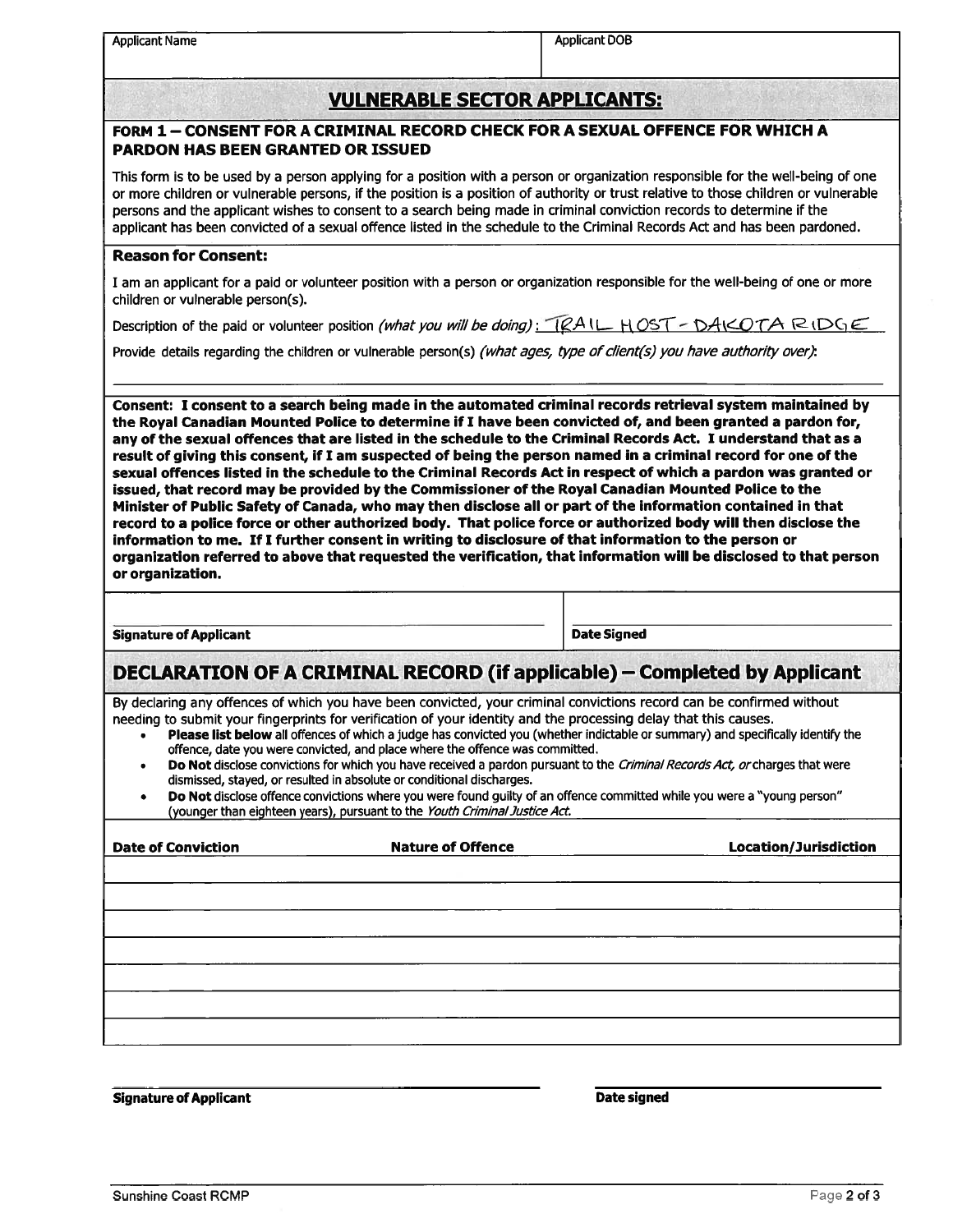| Applicant Name | Applicant DOB |
| --- | --- |
| | |

## VULNERABLE SECTOR APPLICANTS:

### FORM 1 – CONSENT FOR A CRIMINAL RECORD CHECK FOR A SEXUAL OFFENCE FOR WHICH A PARDON HAS BEEN GRANTED OR ISSUED

This form is to be used by a person applying for a position with a person or organization responsible for the well-being of one or more children or vulnerable persons, if the position is a position of authority or trust relative to those children or vulnerable persons and the applicant wishes to consent to a search being made in criminal conviction records to determine if the applicant has been convicted of a sexual offence listed in the schedule to the Criminal Records Act and has been pardoned.

**Reason for Consent:**

I am an applicant for a paid or volunteer position with a person or organization responsible for the well-being of one or more children or vulnerable person(s).

Description of the paid or volunteer position *(what you will be doing)*: TRAIL HOST - DAKOTA RIDGE

Provide details regarding the children or vulnerable person(s) *(what ages, type of client(s) you have authority over)*:

\_\_\_\_\_\_\_\_\_\_\_\_\_\_\_\_\_\_\_\_\_\_\_\_\_\_\_\_\_\_\_\_\_\_\_\_\_\_\_\_\_\_\_\_\_\_

**Consent: I consent to a search being made in the automated criminal records retrieval system maintained by the Royal Canadian Mounted Police to determine if I have been convicted of, and been granted a pardon for, any of the sexual offences that are listed in the schedule to the Criminal Records Act. I understand that as a result of giving this consent, if I am suspected of being the person named in a criminal record for one of the sexual offences listed in the schedule to the Criminal Records Act in respect of which a pardon was granted or issued, that record may be provided by the Commissioner of the Royal Canadian Mounted Police to the Minister of Public Safety of Canada, who may then disclose all or part of the information contained in that record to a police force or other authorized body. That police force or authorized body will then disclose the information to me. If I further consent in writing to disclosure of that information to the person or organization referred to above that requested the verification, that information will be disclosed to that person or organization.**

| | |
| --- | --- |
| **Signature of Applicant** | **Date Signed** |

## DECLARATION OF A CRIMINAL RECORD (if applicable) – Completed by Applicant

By declaring any offences of which you have been convicted, your criminal convictions record can be confirmed without needing to submit your fingerprints for verification of your identity and the processing delay that this causes.

- **Please list below** all offences of which a judge has convicted you (whether indictable or summary) and specifically identify the offence, date you were convicted, and place where the offence was committed.
- **Do Not** disclose convictions for which you have received a pardon pursuant to the *Criminal Records Act, or* charges that were dismissed, stayed, or resulted in absolute or conditional discharges.
- **Do Not** disclose offence convictions where you were found guilty of an offence committed while you were a "young person" (younger than eighteen years), pursuant to the *Youth Criminal Justice Act.*

| Date of Conviction | Nature of Offence | Location/Jurisdiction |
| --- | --- | --- |
| | | |
| | | |
| | | |
| | | |
| | | |
| | | |
| | | |

| | |
| --- | --- |
| **Signature of Applicant** | **Date signed** |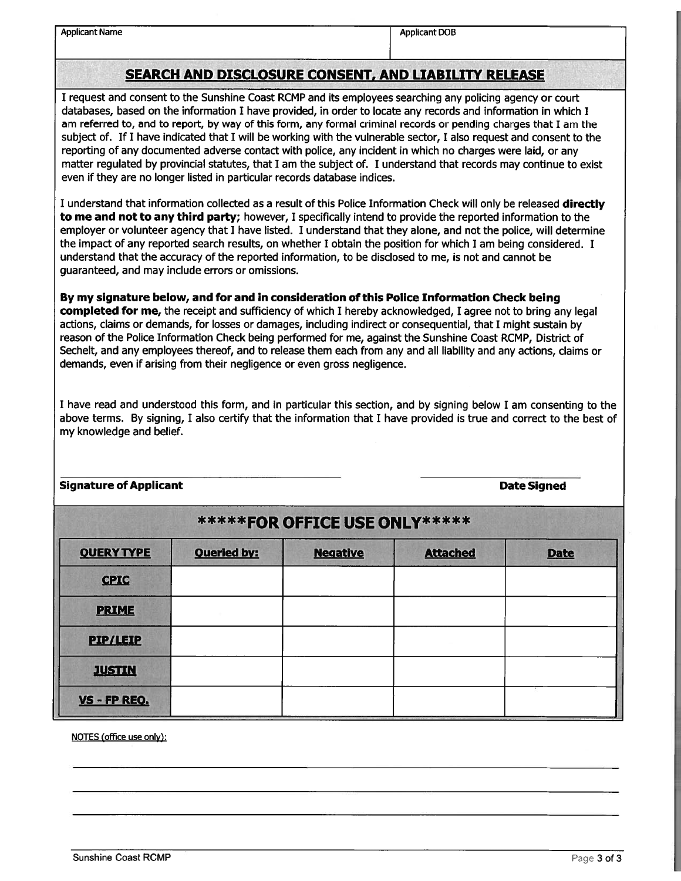| Applicant Name | Applicant DOB |
| --- | --- |
| | |

## SEARCH AND DISCLOSURE CONSENT, AND LIABILITY RELEASE

I request and consent to the Sunshine Coast RCMP and its employees searching any policing agency or court databases, based on the information I have provided, in order to locate any records and information in which I am referred to, and to report, by way of this form, any formal criminal records or pending charges that I am the subject of. If I have indicated that I will be working with the vulnerable sector, I also request and consent to the reporting of any documented adverse contact with police, any incident in which no charges were laid, or any matter regulated by provincial statutes, that I am the subject of. I understand that records may continue to exist even if they are no longer listed in particular records database indices.

I understand that information collected as a result of this Police Information Check will only be released **directly to me and not to any third party**; however, I specifically intend to provide the reported information to the employer or volunteer agency that I have listed. I understand that they alone, and not the police, will determine the impact of any reported search results, on whether I obtain the position for which I am being considered. I understand that the accuracy of the reported information, to be disclosed to me, is not and cannot be guaranteed, and may include errors or omissions.

**By my signature below, and for and in consideration of this Police Information Check being completed for me,** the receipt and sufficiency of which I hereby acknowledged, I agree not to bring any legal actions, claims or demands, for losses or damages, including indirect or consequential, that I might sustain by reason of the Police Information Check being performed for me, against the Sunshine Coast RCMP, District of Sechelt, and any employees thereof, and to release them each from any and all liability and any actions, claims or demands, even if arising from their negligence or even gross negligence.

I have read and understood this form, and in particular this section, and by signing below I am consenting to the above terms. By signing, I also certify that the information that I have provided is true and correct to the best of my knowledge and belief.

\_\_\_\_\_\_\_\_\_\_\_\_\_\_\_\_\_\_\_\_\_\_\_\_\_\_\_\_\_\_\_\_\_\_\_\_ \_\_\_\_\_\_\_\_\_\_\_\_\_\_\_\_\_\_\_\_\_\_

**Signature of Applicant** **Date Signed**

## *****FOR OFFICE USE ONLY*****

| QUERY TYPE | Queried by: | Negative | Attached | Date |
| --- | --- | --- | --- | --- |
| CPIC | | | | |
| PRIME | | | | |
| PIP/LEIP | | | | |
| JUSTIN | | | | |
| VS - FP REQ. | | | | |

NOTES (office use only):

\_\_\_\_\_\_\_\_\_\_\_\_\_\_\_\_\_\_\_\_\_\_\_\_\_\_\_\_\_\_\_\_\_\_\_\_\_\_\_\_\_\_\_\_\_\_\_\_\_\_\_\_\_\_\_\_\_\_\_\_\_\_\_\_\_\_\_\_

\_\_\_\_\_\_\_\_\_\_\_\_\_\_\_\_\_\_\_\_\_\_\_\_\_\_\_\_\_\_\_\_\_\_\_\_\_\_\_\_\_\_\_\_\_\_\_\_\_\_\_\_\_\_\_\_\_\_\_\_\_\_\_\_\_\_\_\_

\_\_\_\_\_\_\_\_\_\_\_\_\_\_\_\_\_\_\_\_\_\_\_\_\_\_\_\_\_\_\_\_\_\_\_\_\_\_\_\_\_\_\_\_\_\_\_\_\_\_\_\_\_\_\_\_\_\_\_\_\_\_\_\_\_\_\_\_

Sunshine Coast RCMP